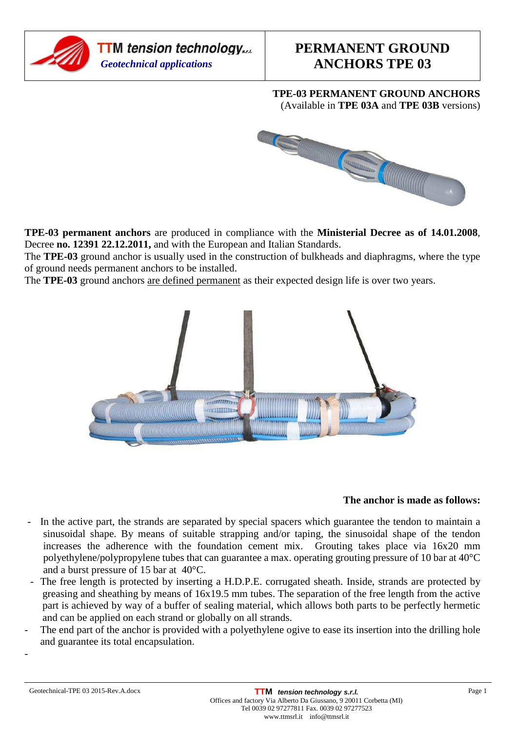# PERMANENT GROUND ANCHORS TPE 03

**TTM tension technology s.r.l.**
*Geotechnical applications*

**TPE-03 PERMANENT GROUND ANCHORS**
(Available in **TPE 03A** and **TPE 03B** versions)

**TPE-03 permanent anchors** are produced in compliance with the **Ministerial Decree as of 14.01.2008**, Decree **no. 12391 22.12.2011,** and with the European and Italian Standards.
The **TPE-03** ground anchor is usually used in the construction of bulkheads and diaphragms, where the type of ground needs permanent anchors to be installed.
The **TPE-03** ground anchors are defined permanent as their expected design life is over two years.

**The anchor is made as follows:**

- In the active part, the strands are separated by special spacers which guarantee the tendon to maintain a sinusoidal shape. By means of suitable strapping and/or taping, the sinusoidal shape of the tendon increases the adherence with the foundation cement mix. Grouting takes place via 16x20 mm polyethylene/polypropylene tubes that can guarantee a max. operating grouting pressure of 10 bar at 40°C and a burst pressure of 15 bar at 40°C.
- The free length is protected by inserting a H.D.P.E. corrugated sheath. Inside, strands are protected by greasing and sheathing by means of 16x19.5 mm tubes. The separation of the free length from the active part is achieved by way of a buffer of sealing material, which allows both parts to be perfectly hermetic and can be applied on each strand or globally on all strands.
- The end part of the anchor is provided with a polyethylene ogive to ease its insertion into the drilling hole and guarantee its total encapsulation.
-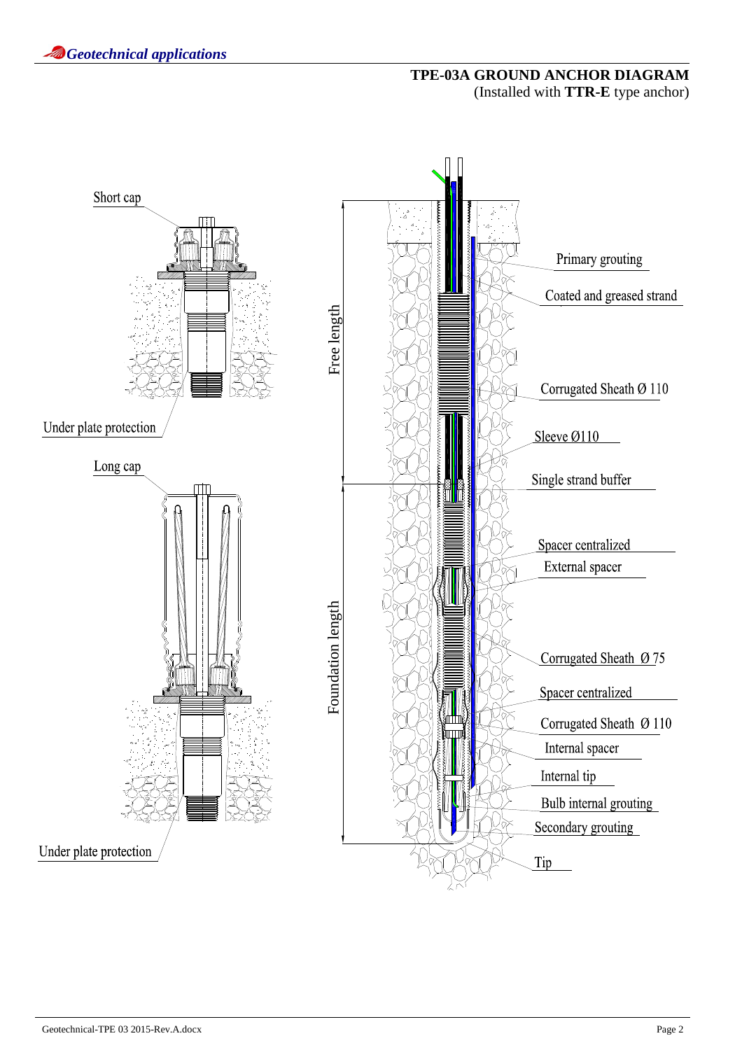## TPE-03A GROUND ANCHOR DIAGRAM

(Installed with **TTR-E** type anchor)

Short cap

Under plate protection

Long cap

Under plate protection

Free length

Foundation length

Primary grouting

Coated and greased strand

Corrugated Sheath Ø 110

Sleeve Ø110

Single strand buffer

Spacer centralized

External spacer

Corrugated Sheath Ø 75

Spacer centralized

Corrugated Sheath Ø 110

Internal spacer

Internal tip

Bulb internal grouting

Secondary grouting

Tip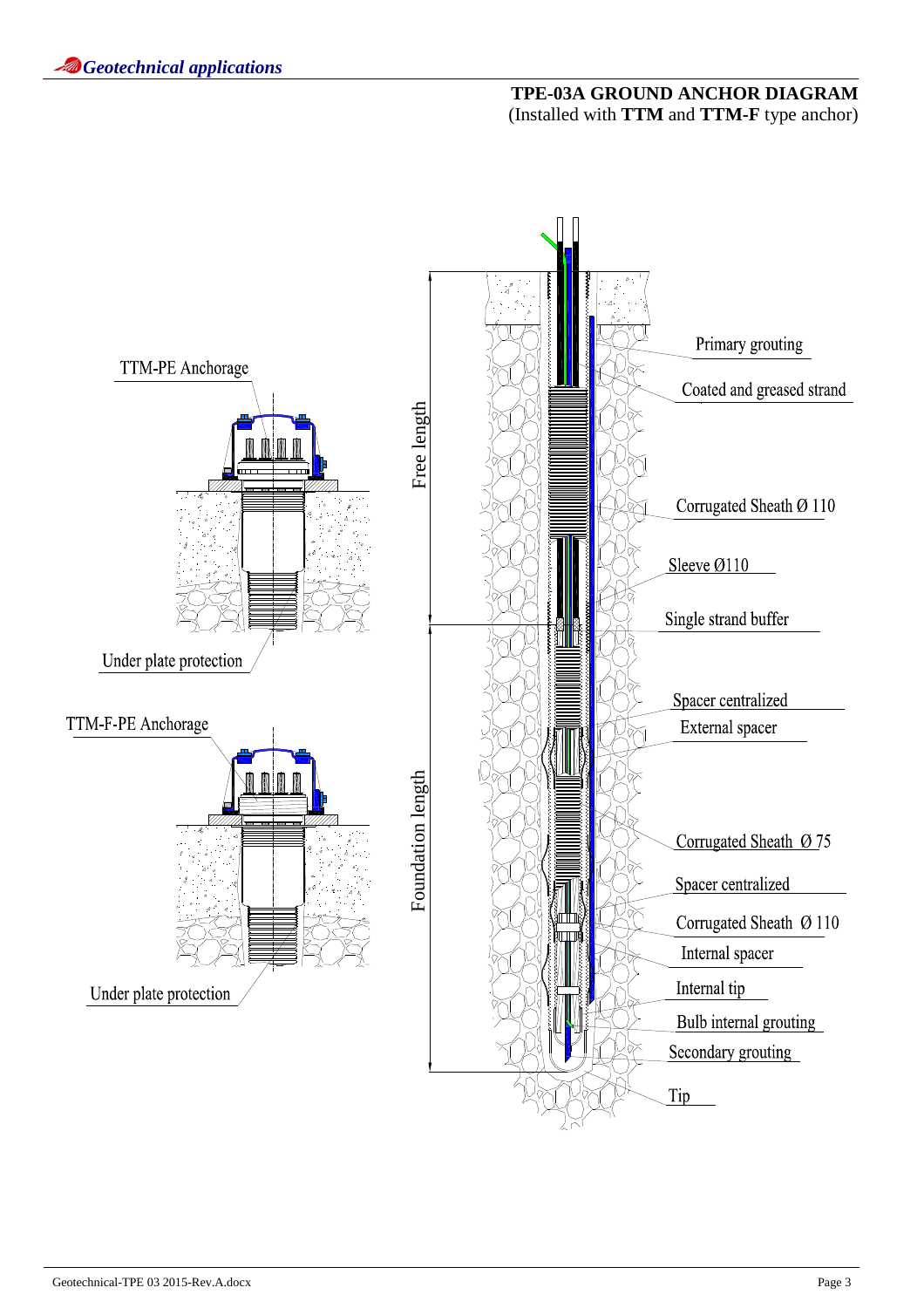## TPE-03A GROUND ANCHOR DIAGRAM

(Installed with **TTM** and **TTM-F** type anchor)

TTM-PE Anchorage

Under plate protection

TTM-F-PE Anchorage

Under plate protection

Free length

Foundation length

Primary grouting

Coated and greased strand

Corrugated Sheath Ø 110

Sleeve Ø110

Single strand buffer

Spacer centralized

External spacer

Corrugated Sheath Ø 75

Spacer centralized

Corrugated Sheath Ø 110

Internal spacer

Internal tip

Bulb internal grouting

Secondary grouting

Tip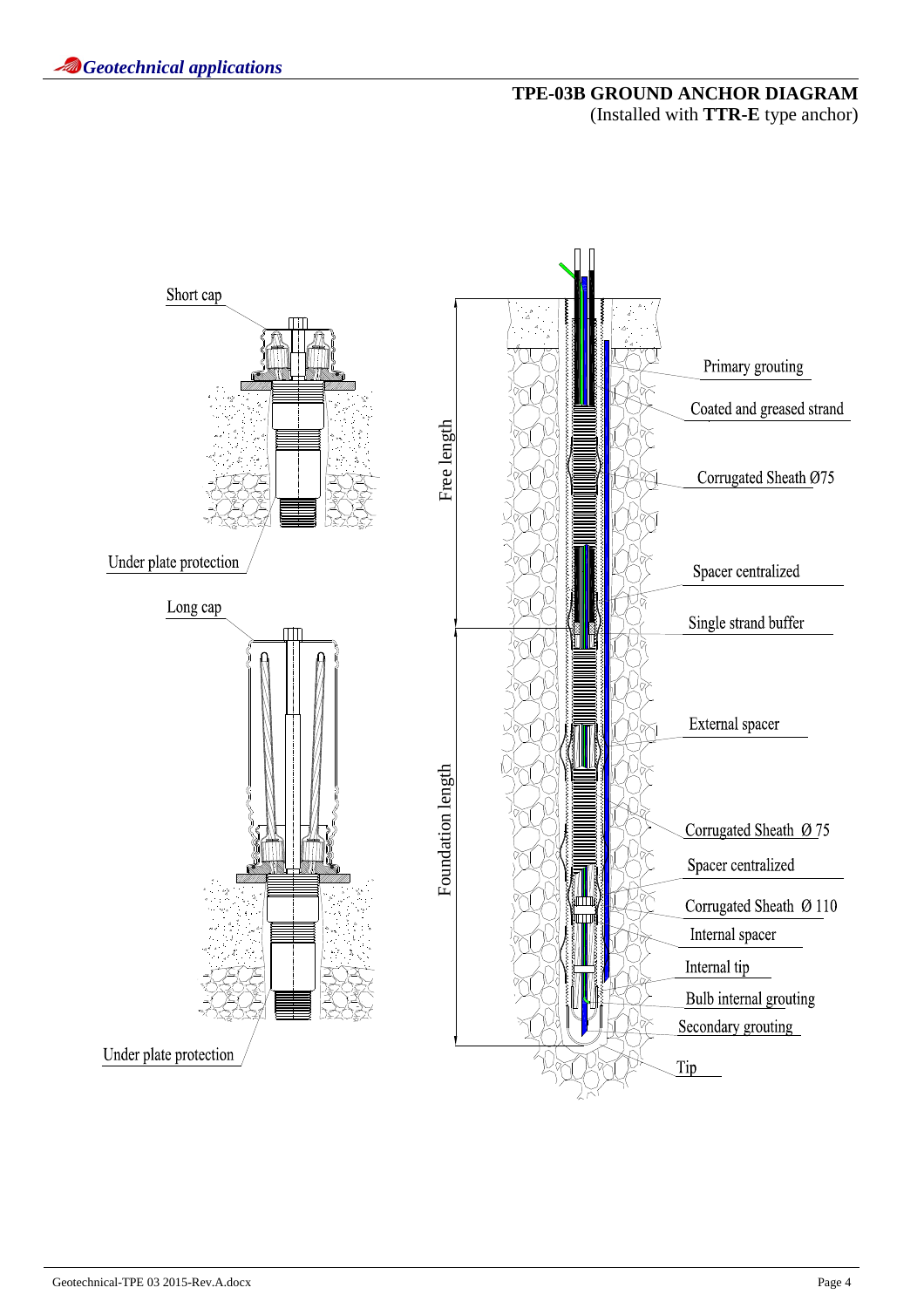## TPE-03B GROUND ANCHOR DIAGRAM

(Installed with **TTR-E** type anchor)

Short cap

Under plate protection

Long cap

Under plate protection

Free length

Foundation length

Primary grouting

Coated and greased strand

Corrugated Sheath Ø75

Spacer centralized

Single strand buffer

External spacer

Corrugated Sheath Ø 75

Spacer centralized

Corrugated Sheath Ø 110

Internal spacer

Internal tip

Bulb internal grouting

Secondary grouting

Tip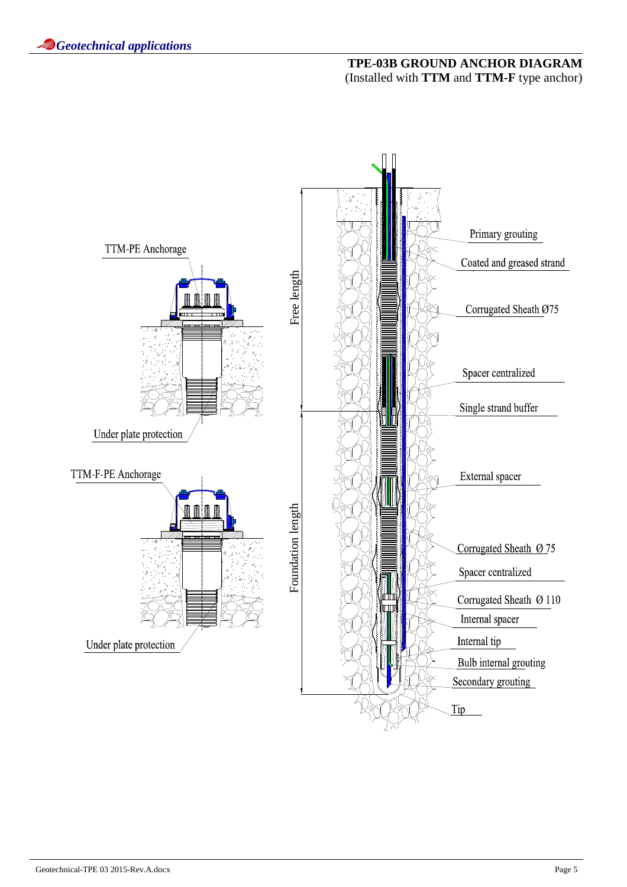## TPE-03B GROUND ANCHOR DIAGRAM

(Installed with **TTM** and **TTM-F** type anchor)

TTM-PE Anchorage

Under plate protection

TTM-F-PE Anchorage

Under plate protection

Free length

Foundation length

Primary grouting

Coated and greased strand

Corrugated Sheath Ø75

Spacer centralized

Single strand buffer

External spacer

Corrugated Sheath Ø 75

Spacer centralized

Corrugated Sheath Ø 110

Internal spacer

Internal tip

Bulb internal grouting

Secondary grouting

Tip